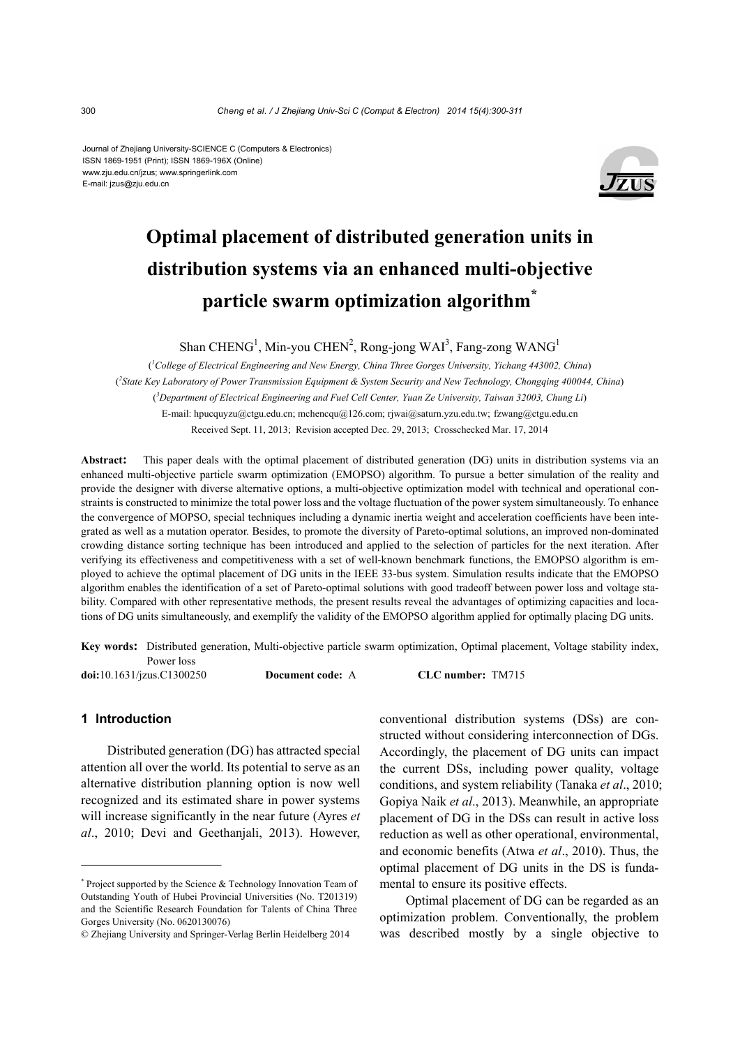Journal of Zhejiang University-SCIENCE C (Computers & Electronics)
ISSN 1869-1951 (Print); ISSN 1869-196X (Online)
www.zju.edu.cn/jzus; www.springerlink.com
E-mail: jzus@zju.edu.cn

# Optimal placement of distributed generation units in distribution systems via an enhanced multi-objective particle swarm optimization algorithm*

Shan CHENG[1], Min-you CHEN[2], Rong-jong WAI[3], Fang-zong WANG[1]

([1]College of Electrical Engineering and New Energy, China Three Gorges University, Yichang 443002, China)

([2]State Key Laboratory of Power Transmission Equipment & System Security and New Technology, Chongqing 400044, China)

([3]Department of Electrical Engineering and Fuel Cell Center, Yuan Ze University, Taiwan 32003, Chung Li)

E-mail: hpucquyzu@ctgu.edu.cn; mchencqu@126.com; rjwai@saturn.yzu.edu.tw; fzwang@ctgu.edu.cn

Received Sept. 11, 2013; Revision accepted Dec. 29, 2013; Crosschecked Mar. 17, 2014

**Abstract:** This paper deals with the optimal placement of distributed generation (DG) units in distribution systems via an enhanced multi-objective particle swarm optimization (EMOPSO) algorithm. To pursue a better simulation of the reality and provide the designer with diverse alternative options, a multi-objective optimization model with technical and operational constraints is constructed to minimize the total power loss and the voltage fluctuation of the power system simultaneously. To enhance the convergence of MOPSO, special techniques including a dynamic inertia weight and acceleration coefficients have been integrated as well as a mutation operator. Besides, to promote the diversity of Pareto-optimal solutions, an improved non-dominated crowding distance sorting technique has been introduced and applied to the selection of particles for the next iteration. After verifying its effectiveness and competitiveness with a set of well-known benchmark functions, the EMOPSO algorithm is employed to achieve the optimal placement of DG units in the IEEE 33-bus system. Simulation results indicate that the EMOPSO algorithm enables the identification of a set of Pareto-optimal solutions with good tradeoff between power loss and voltage stability. Compared with other representative methods, the present results reveal the advantages of optimizing capacities and locations of DG units simultaneously, and exemplify the validity of the EMOPSO algorithm applied for optimally placing DG units.

**Key words:** Distributed generation, Multi-objective particle swarm optimization, Optimal placement, Voltage stability index, Power loss

**doi:**10.1631/jzus.C1300250 **Document code:** A **CLC number:** TM715

## 1 Introduction

Distributed generation (DG) has attracted special attention all over the world. Its potential to serve as an alternative distribution planning option is now well recognized and its estimated share in power systems will increase significantly in the near future (Ayres *et al*., 2010; Devi and Geethanjali, 2013). However, conventional distribution systems (DSs) are constructed without considering interconnection of DGs. Accordingly, the placement of DG units can impact the current DSs, including power quality, voltage conditions, and system reliability (Tanaka *et al*., 2010; Gopiya Naik *et al*., 2013). Meanwhile, an appropriate placement of DG in the DSs can result in active loss reduction as well as other operational, environmental, and economic benefits (Atwa *et al*., 2010). Thus, the optimal placement of DG units in the DS is fundamental to ensure its positive effects.

Optimal placement of DG can be regarded as an optimization problem. Conventionally, the problem was described mostly by a single objective to

---

* Project supported by the Science & Technology Innovation Team of Outstanding Youth of Hubei Provincial Universities (No. T201319) and the Scientific Research Foundation for Talents of China Three Gorges University (No. 0620130076)

© Zhejiang University and Springer-Verlag Berlin Heidelberg 2014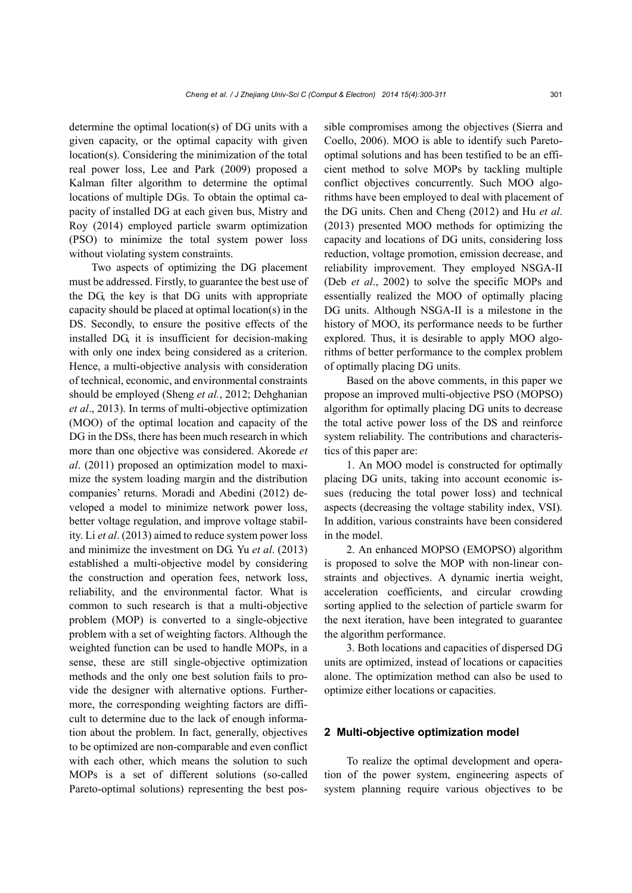determine the optimal location(s) of DG units with a given capacity, or the optimal capacity with given location(s). Considering the minimization of the total real power loss, Lee and Park (2009) proposed a Kalman filter algorithm to determine the optimal locations of multiple DGs. To obtain the optimal capacity of installed DG at each given bus, Mistry and Roy (2014) employed particle swarm optimization (PSO) to minimize the total system power loss without violating system constraints.

Two aspects of optimizing the DG placement must be addressed. Firstly, to guarantee the best use of the DG, the key is that DG units with appropriate capacity should be placed at optimal location(s) in the DS. Secondly, to ensure the positive effects of the installed DG, it is insufficient for decision-making with only one index being considered as a criterion. Hence, a multi-objective analysis with consideration of technical, economic, and environmental constraints should be employed (Sheng *et al.*, 2012; Dehghanian *et al*., 2013). In terms of multi-objective optimization (MOO) of the optimal location and capacity of the DG in the DSs, there has been much research in which more than one objective was considered. Akorede *et al*. (2011) proposed an optimization model to maximize the system loading margin and the distribution companies' returns. Moradi and Abedini (2012) developed a model to minimize network power loss, better voltage regulation, and improve voltage stability. Li *et al*. (2013) aimed to reduce system power loss and minimize the investment on DG. Yu *et al*. (2013) established a multi-objective model by considering the construction and operation fees, network loss, reliability, and the environmental factor. What is common to such research is that a multi-objective problem (MOP) is converted to a single-objective problem with a set of weighting factors. Although the weighted function can be used to handle MOPs, in a sense, these are still single-objective optimization methods and the only one best solution fails to provide the designer with alternative options. Furthermore, the corresponding weighting factors are difficult to determine due to the lack of enough information about the problem. In fact, generally, objectives to be optimized are non-comparable and even conflict with each other, which means the solution to such MOPs is a set of different solutions (so-called Pareto-optimal solutions) representing the best possible compromises among the objectives (Sierra and Coello, 2006). MOO is able to identify such Pareto-optimal solutions and has been testified to be an efficient method to solve MOPs by tackling multiple conflict objectives concurrently. Such MOO algorithms have been employed to deal with placement of the DG units. Chen and Cheng (2012) and Hu *et al*. (2013) presented MOO methods for optimizing the capacity and locations of DG units, considering loss reduction, voltage promotion, emission decrease, and reliability improvement. They employed NSGA-II (Deb *et al*., 2002) to solve the specific MOPs and essentially realized the MOO of optimally placing DG units. Although NSGA-II is a milestone in the history of MOO, its performance needs to be further explored. Thus, it is desirable to apply MOO algorithms of better performance to the complex problem of optimally placing DG units.

Based on the above comments, in this paper we propose an improved multi-objective PSO (MOPSO) algorithm for optimally placing DG units to decrease the total active power loss of the DS and reinforce system reliability. The contributions and characteristics of this paper are:

1. An MOO model is constructed for optimally placing DG units, taking into account economic issues (reducing the total power loss) and technical aspects (decreasing the voltage stability index, VSI). In addition, various constraints have been considered in the model.

2. An enhanced MOPSO (EMOPSO) algorithm is proposed to solve the MOP with non-linear constraints and objectives. A dynamic inertia weight, acceleration coefficients, and circular crowding sorting applied to the selection of particle swarm for the next iteration, have been integrated to guarantee the algorithm performance.

3. Both locations and capacities of dispersed DG units are optimized, instead of locations or capacities alone. The optimization method can also be used to optimize either locations or capacities.

## 2 Multi-objective optimization model

To realize the optimal development and operation of the power system, engineering aspects of system planning require various objectives to be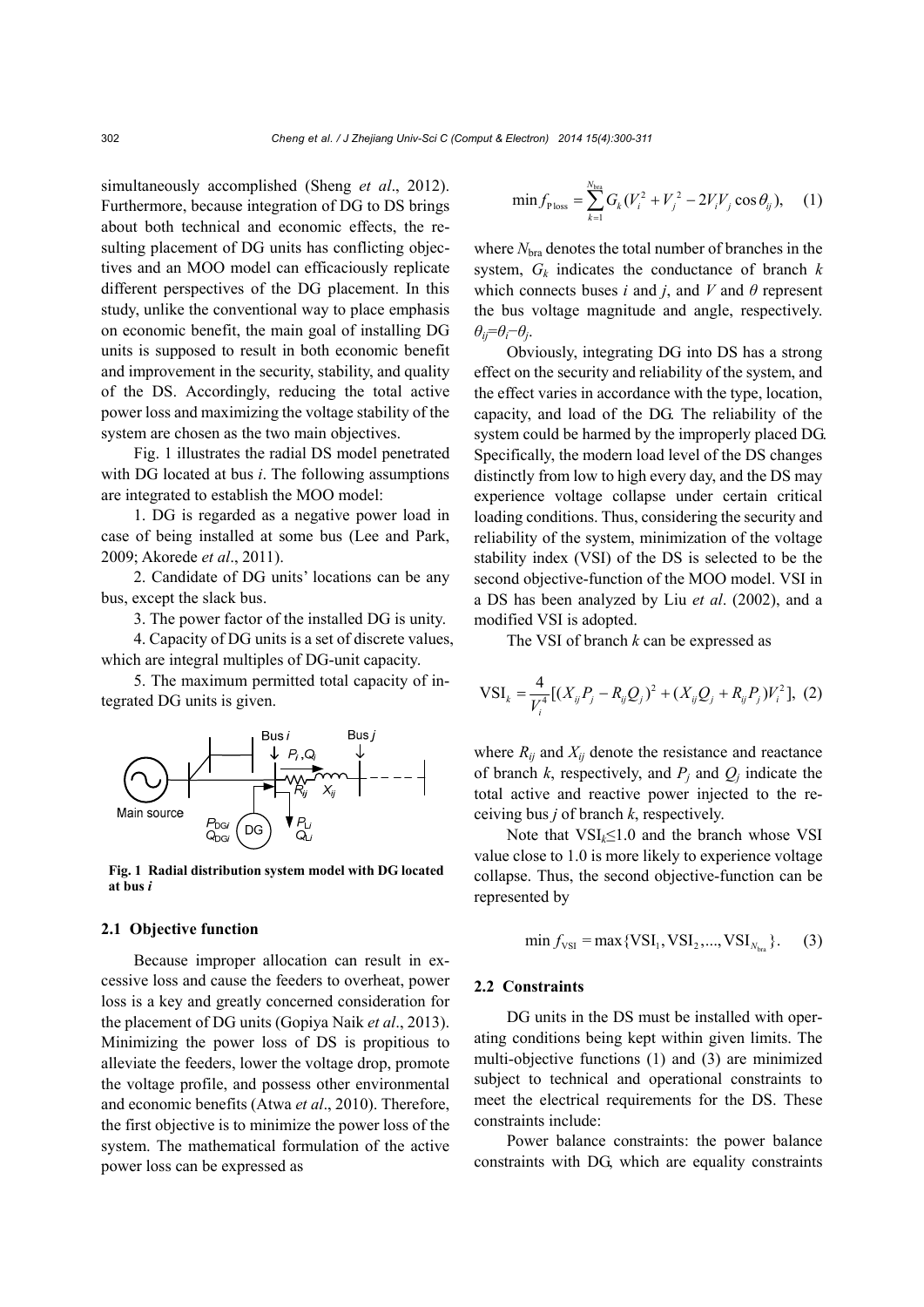simultaneously accomplished (Sheng *et al*., 2012). Furthermore, because integration of DG to DS brings about both technical and economic effects, the resulting placement of DG units has conflicting objectives and an MOO model can efficaciously replicate different perspectives of the DG placement. In this study, unlike the conventional way to place emphasis on economic benefit, the main goal of installing DG units is supposed to result in both economic benefit and improvement in the security, stability, and quality of the DS. Accordingly, reducing the total active power loss and maximizing the voltage stability of the system are chosen as the two main objectives.

Fig. 1 illustrates the radial DS model penetrated with DG located at bus $i$. The following assumptions are integrated to establish the MOO model:

1. DG is regarded as a negative power load in case of being installed at some bus (Lee and Park, 2009; Akorede *et al*., 2011).

2. Candidate of DG units' locations can be any bus, except the slack bus.

3. The power factor of the installed DG is unity.

4. Capacity of DG units is a set of discrete values, which are integral multiples of DG-unit capacity.

5. The maximum permitted total capacity of integrated DG units is given.

**Fig. 1 Radial distribution system model with DG located at bus *i***

### 2.1 Objective function

Because improper allocation can result in excessive loss and cause the feeders to overheat, power loss is a key and greatly concerned consideration for the placement of DG units (Gopiya Naik *et al*., 2013). Minimizing the power loss of DS is propitious to alleviate the feeders, lower the voltage drop, promote the voltage profile, and possess other environmental and economic benefits (Atwa *et al*., 2010). Therefore, the first objective is to minimize the power loss of the system. The mathematical formulation of the active power loss can be expressed as

$$\min f_{\text{P loss}} = \sum_{k=1}^{N_{\text{bra}}} G_k (V_i^2 + V_j^2 - 2V_i V_j \cos\theta_{ij}), \quad (1)$$

where $N_{\text{bra}}$ denotes the total number of branches in the system, $G_k$ indicates the conductance of branch $k$ which connects buses $i$ and $j$, and $V$ and $\theta$ represent the bus voltage magnitude and angle, respectively. $\theta_{ij}=\theta_i-\theta_j$.

Obviously, integrating DG into DS has a strong effect on the security and reliability of the system, and the effect varies in accordance with the type, location, capacity, and load of the DG. The reliability of the system could be harmed by the improperly placed DG. Specifically, the modern load level of the DS changes distinctly from low to high every day, and the DS may experience voltage collapse under certain critical loading conditions. Thus, considering the security and reliability of the system, minimization of the voltage stability index (VSI) of the DS is selected to be the second objective-function of the MOO model. VSI in a DS has been analyzed by Liu *et al*. (2002), and a modified VSI is adopted.

The VSI of branch $k$ can be expressed as

$$\text{VSI}_k = \frac{4}{V_i^4}[(X_{ij}P_j - R_{ij}Q_j)^2 + (X_{ij}Q_j + R_{ij}P_j)V_i^2], \quad (2)$$

where $R_{ij}$ and $X_{ij}$ denote the resistance and reactance of branch $k$, respectively, and $P_j$ and $Q_j$ indicate the total active and reactive power injected to the receiving bus $j$ of branch $k$, respectively.

Note that $\text{VSI}_k \leq 1.0$ and the branch whose VSI value close to 1.0 is more likely to experience voltage collapse. Thus, the second objective-function can be represented by

$$\min f_{\text{VSI}} = \max\{\text{VSI}_1, \text{VSI}_2, ..., \text{VSI}_{N_{\text{bra}}}\}. \quad (3)$$

### 2.2 Constraints

DG units in the DS must be installed with operating conditions being kept within given limits. The multi-objective functions (1) and (3) are minimized subject to technical and operational constraints to meet the electrical requirements for the DS. These constraints include:

Power balance constraints: the power balance constraints with DG, which are equality constraints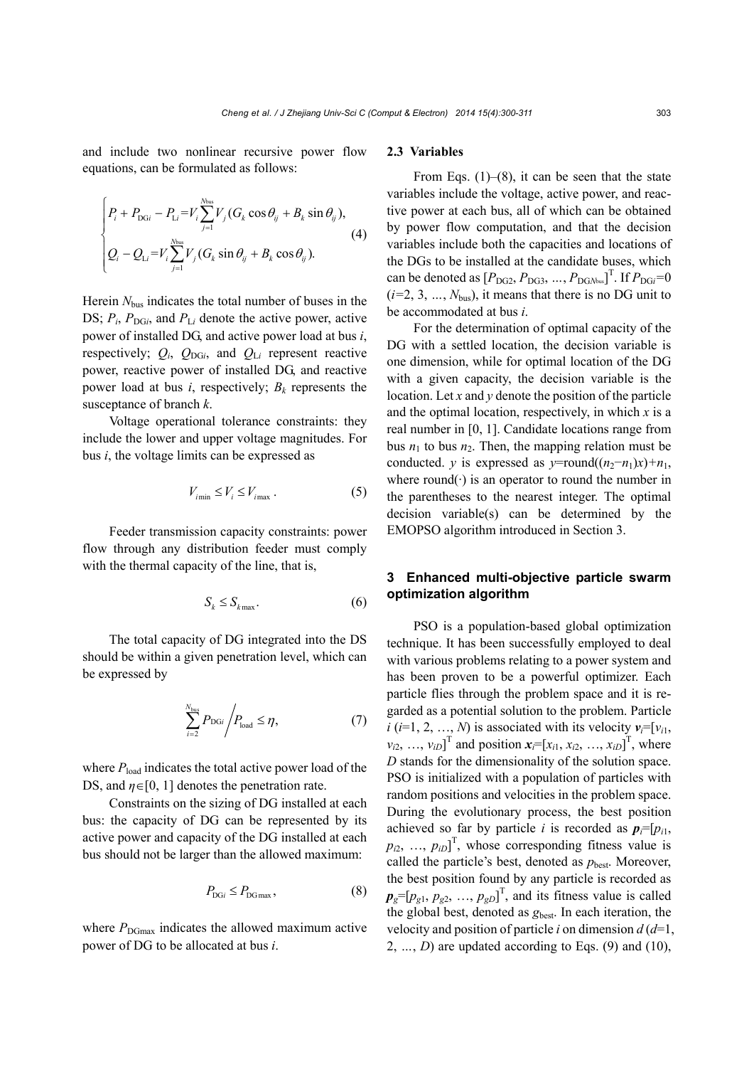and include two nonlinear recursive power flow equations, can be formulated as follows:

$$\begin{cases} P_i + P_{\mathrm{DG}i} - P_{\mathrm{L}i} = V_i \sum_{j=1}^{N_{\mathrm{bus}}} V_j (G_k \cos\theta_{ij} + B_k \sin\theta_{ij}), \\ Q_i - Q_{\mathrm{L}i} = V_i \sum_{j=1}^{N_{\mathrm{bus}}} V_j (G_k \sin\theta_{ij} + B_k \cos\theta_{ij}). \end{cases} \tag{4}$$

Herein $N_{\mathrm{bus}}$ indicates the total number of buses in the DS; $P_i$, $P_{\mathrm{DG}i}$, and $P_{\mathrm{L}i}$ denote the active power, active power of installed DG, and active power load at bus $i$, respectively; $Q_i$, $Q_{\mathrm{DG}i}$, and $Q_{\mathrm{L}i}$ represent reactive power, reactive power of installed DG, and reactive power load at bus $i$, respectively; $B_k$ represents the susceptance of branch $k$.

Voltage operational tolerance constraints: they include the lower and upper voltage magnitudes. For bus $i$, the voltage limits can be expressed as

$$V_{i\min} \le V_i \le V_{i\max}. \tag{5}$$

Feeder transmission capacity constraints: power flow through any distribution feeder must comply with the thermal capacity of the line, that is,

$$S_k \le S_{k\max}. \tag{6}$$

The total capacity of DG integrated into the DS should be within a given penetration level, which can be expressed by

$$\sum_{i=2}^{N_{\mathrm{bus}}} P_{\mathrm{DG}i} \Big/ P_{\mathrm{load}} \le \eta, \tag{7}$$

where $P_{\mathrm{load}}$ indicates the total active power load of the DS, and $\eta \in [0, 1]$ denotes the penetration rate.

Constraints on the sizing of DG installed at each bus: the capacity of DG can be represented by its active power and capacity of the DG installed at each bus should not be larger than the allowed maximum:

$$P_{\mathrm{DG}i} \le P_{\mathrm{DG}\max}, \tag{8}$$

where $P_{\mathrm{DGmax}}$ indicates the allowed maximum active power of DG to be allocated at bus $i$.

### 2.3 Variables

From Eqs. (1)–(8), it can be seen that the state variables include the voltage, active power, and reactive power at each bus, all of which can be obtained by power flow computation, and that the decision variables include both the capacities and locations of the DGs to be installed at the candidate buses, which can be denoted as $[P_{\mathrm{DG}2}, P_{\mathrm{DG}3}, \ldots, P_{\mathrm{DG}N_{\mathrm{bus}}}]^{\mathrm{T}}$. If $P_{\mathrm{DG}i}=0$ ($i=2, 3, \ldots, N_{\mathrm{bus}}$), it means that there is no DG unit to be accommodated at bus $i$.

For the determination of optimal capacity of the DG with a settled location, the decision variable is one dimension, while for optimal location of the DG with a given capacity, the decision variable is the location. Let $x$ and $y$ denote the position of the particle and the optimal location, respectively, in which $x$ is a real number in [0, 1]. Candidate locations range from bus $n_1$ to bus $n_2$. Then, the mapping relation must be conducted. $y$ is expressed as $y=\mathrm{round}((n_2-n_1)x)+n_1$, where round(·) is an operator to round the number in the parentheses to the nearest integer. The optimal decision variable(s) can be determined by the EMOPSO algorithm introduced in Section 3.

## 3 Enhanced multi-objective particle swarm optimization algorithm

PSO is a population-based global optimization technique. It has been successfully employed to deal with various problems relating to a power system and has been proven to be a powerful optimizer. Each particle flies through the problem space and it is regarded as a potential solution to the problem. Particle $i$ ($i=1, 2, \ldots, N$) is associated with its velocity $\boldsymbol{v}_i=[v_{i1}, v_{i2}, \ldots, v_{iD}]^{\mathrm{T}}$ and position $\boldsymbol{x}_i=[x_{i1}, x_{i2}, \ldots, x_{iD}]^{\mathrm{T}}$, where $D$ stands for the dimensionality of the solution space. PSO is initialized with a population of particles with random positions and velocities in the problem space. During the evolutionary process, the best position achieved so far by particle $i$ is recorded as $\boldsymbol{p}_i=[p_{i1}, p_{i2}, \ldots, p_{iD}]^{\mathrm{T}}$, whose corresponding fitness value is called the particle's best, denoted as $p_{\mathrm{best}}$. Moreover, the best position found by any particle is recorded as $\boldsymbol{p}_g=[p_{g1}, p_{g2}, \ldots, p_{gD}]^{\mathrm{T}}$, and its fitness value is called the global best, denoted as $g_{\mathrm{best}}$. In each iteration, the velocity and position of particle $i$ on dimension $d$ ($d=1, 2, \ldots, D$) are updated according to Eqs. (9) and (10),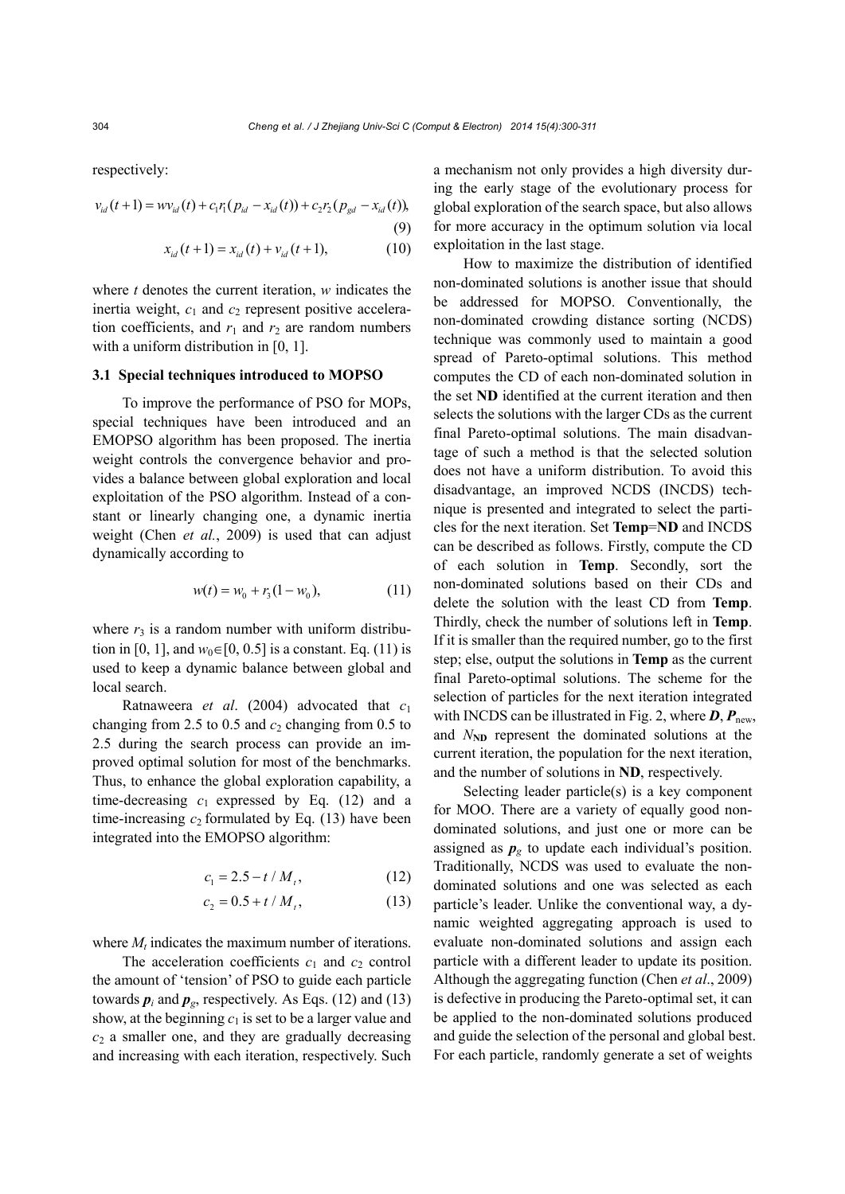respectively:

$$v_{id}(t+1) = wv_{id}(t) + c_1 r_1 (p_{id} - x_{id}(t)) + c_2 r_2 (p_{gd} - x_{id}(t)), \tag{9}$$

$$x_{id}(t+1) = x_{id}(t) + v_{id}(t+1), \tag{10}$$

where $t$ denotes the current iteration, $w$ indicates the inertia weight, $c_1$ and $c_2$ represent positive acceleration coefficients, and $r_1$ and $r_2$ are random numbers with a uniform distribution in [0, 1].

### 3.1 Special techniques introduced to MOPSO

To improve the performance of PSO for MOPs, special techniques have been introduced and an EMOPSO algorithm has been proposed. The inertia weight controls the convergence behavior and provides a balance between global exploration and local exploitation of the PSO algorithm. Instead of a constant or linearly changing one, a dynamic inertia weight (Chen *et al.*, 2009) is used that can adjust dynamically according to

$$w(t) = w_0 + r_3(1 - w_0), \tag{11}$$

where $r_3$ is a random number with uniform distribution in [0, 1], and $w_0 \in [0, 0.5]$ is a constant. Eq. (11) is used to keep a dynamic balance between global and local search.

Ratnaweera *et al*. (2004) advocated that $c_1$ changing from 2.5 to 0.5 and $c_2$ changing from 0.5 to 2.5 during the search process can provide an improved optimal solution for most of the benchmarks. Thus, to enhance the global exploration capability, a time-decreasing $c_1$ expressed by Eq. (12) and a time-increasing $c_2$ formulated by Eq. (13) have been integrated into the EMOPSO algorithm:

$$c_1 = 2.5 - t / M_t, \tag{12}$$

$$c_2 = 0.5 + t / M_t, \tag{13}$$

where $M_t$ indicates the maximum number of iterations.

The acceleration coefficients $c_1$ and $c_2$ control the amount of 'tension' of PSO to guide each particle towards $\boldsymbol{p}_i$ and $\boldsymbol{p}_g$, respectively. As Eqs. (12) and (13) show, at the beginning $c_1$ is set to be a larger value and $c_2$ a smaller one, and they are gradually decreasing and increasing with each iteration, respectively. Such a mechanism not only provides a high diversity during the early stage of the evolutionary process for global exploration of the search space, but also allows for more accuracy in the optimum solution via local exploitation in the last stage.

How to maximize the distribution of identified non-dominated solutions is another issue that should be addressed for MOPSO. Conventionally, the non-dominated crowding distance sorting (NCDS) technique was commonly used to maintain a good spread of Pareto-optimal solutions. This method computes the CD of each non-dominated solution in the set **ND** identified at the current iteration and then selects the solutions with the larger CDs as the current final Pareto-optimal solutions. The main disadvantage of such a method is that the selected solution does not have a uniform distribution. To avoid this disadvantage, an improved NCDS (INCDS) technique is presented and integrated to select the particles for the next iteration. Set **Temp**=**ND** and INCDS can be described as follows. Firstly, compute the CD of each solution in **Temp**. Secondly, sort the non-dominated solutions based on their CDs and delete the solution with the least CD from **Temp**. Thirdly, check the number of solutions left in **Temp**. If it is smaller than the required number, go to the first step; else, output the solutions in **Temp** as the current final Pareto-optimal solutions. The scheme for the selection of particles for the next iteration integrated with INCDS can be illustrated in Fig. 2, where $\boldsymbol{D}$, $\boldsymbol{P}_{\text{new}}$, and $N_{\mathbf{ND}}$ represent the dominated solutions at the current iteration, the population for the next iteration, and the number of solutions in **ND**, respectively.

Selecting leader particle(s) is a key component for MOO. There are a variety of equally good non-dominated solutions, and just one or more can be assigned as $\boldsymbol{p}_g$ to update each individual's position. Traditionally, NCDS was used to evaluate the non-dominated solutions and one was selected as each particle's leader. Unlike the conventional way, a dynamic weighted aggregating approach is used to evaluate non-dominated solutions and assign each particle with a different leader to update its position. Although the aggregating function (Chen *et al*., 2009) is defective in producing the Pareto-optimal set, it can be applied to the non-dominated solutions produced and guide the selection of the personal and global best. For each particle, randomly generate a set of weights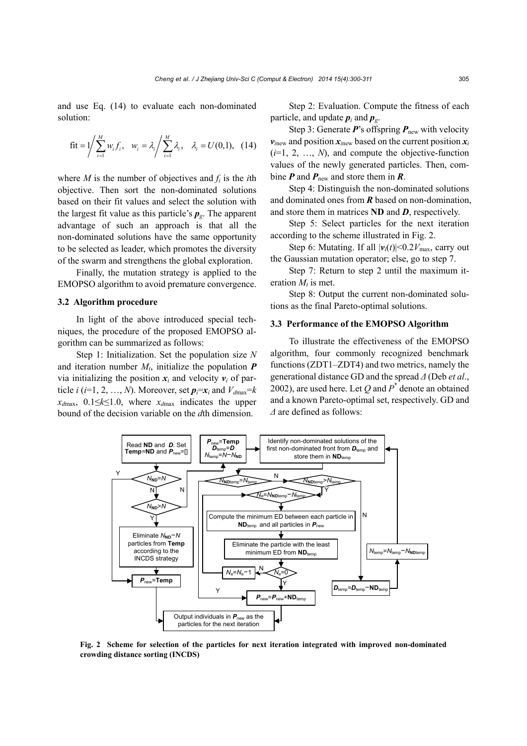and use Eq. (14) to evaluate each non-dominated solution:

$$\text{fit} = 1 \Big/ \sum_{i=1}^{M} w_i f_i, \quad w_i = \lambda_i \Big/ \sum_{i=1}^{M} \lambda_i, \quad \lambda_i = U(0,1), \quad (14)$$

where $M$ is the number of objectives and $f_i$ is the $i$th objective. Then sort the non-dominated solutions based on their fit values and select the solution with the largest fit value as this particle's $\boldsymbol{p}_g$. The apparent advantage of such an approach is that all the non-dominated solutions have the same opportunity to be selected as leader, which promotes the diversity of the swarm and strengthens the global exploration.

Finally, the mutation strategy is applied to the EMOPSO algorithm to avoid premature convergence.

### 3.2 Algorithm procedure

In light of the above introduced special techniques, the procedure of the proposed EMOPSO algorithm can be summarized as follows:

Step 1: Initialization. Set the population size $N$ and iteration number $M_t$, initialize the population $\boldsymbol{P}$ via initializing the position $\boldsymbol{x}_i$ and velocity $\boldsymbol{v}_i$ of particle $i$ ($i$=1, 2, …, $N$). Moreover, set $\boldsymbol{p}_i=\boldsymbol{x}_i$ and $V_{d\max}=k\, x_{d\max}$, $0.1\leq k\leq 1.0$, where $x_{d\max}$ indicates the upper bound of the decision variable on the $d$th dimension.

Step 2: Evaluation. Compute the fitness of each particle, and update $\boldsymbol{p}_i$ and $\boldsymbol{p}_g$.

Step 3: Generate $\boldsymbol{P}$'s offspring $\boldsymbol{P}_{\text{new}}$ with velocity $\boldsymbol{v}_{i\text{new}}$ and position $\boldsymbol{x}_{i\text{new}}$ based on the current position $\boldsymbol{x}_i$ ($i$=1, 2, …, $N$), and compute the objective-function values of the newly generated particles. Then, combine $\boldsymbol{P}$ and $\boldsymbol{P}_{\text{new}}$ and store them in $\boldsymbol{R}$.

Step 4: Distinguish the non-dominated solutions and dominated ones from $\boldsymbol{R}$ based on non-domination, and store them in matrices **ND** and $\boldsymbol{D}$, respectively.

Step 5: Select particles for the next iteration according to the scheme illustrated in Fig. 2.

Step 6: Mutating. If all $|\boldsymbol{v}_i(t)|<0.2V_{\max}$, carry out the Gaussian mutation operator; else, go to step 7.

Step 7: Return to step 2 until the maximum iteration $M_t$ is met.

Step 8: Output the current non-dominated solutions as the final Pareto-optimal solutions.

### 3.3 Performance of the EMOPSO Algorithm

To illustrate the effectiveness of the EMOPSO algorithm, four commonly recognized benchmark functions (ZDT1–ZDT4) and two metrics, namely the generational distance GD and the spread $\Delta$ (Deb *et al*., 2002), are used here. Let $Q$ and $P^*$ denote an obtained and a known Pareto-optimal set, respectively. GD and $\Delta$ are defined as follows:

**Fig. 2 Scheme for selection of the particles for next iteration integrated with improved non-dominated crowding distance sorting (INCDS)**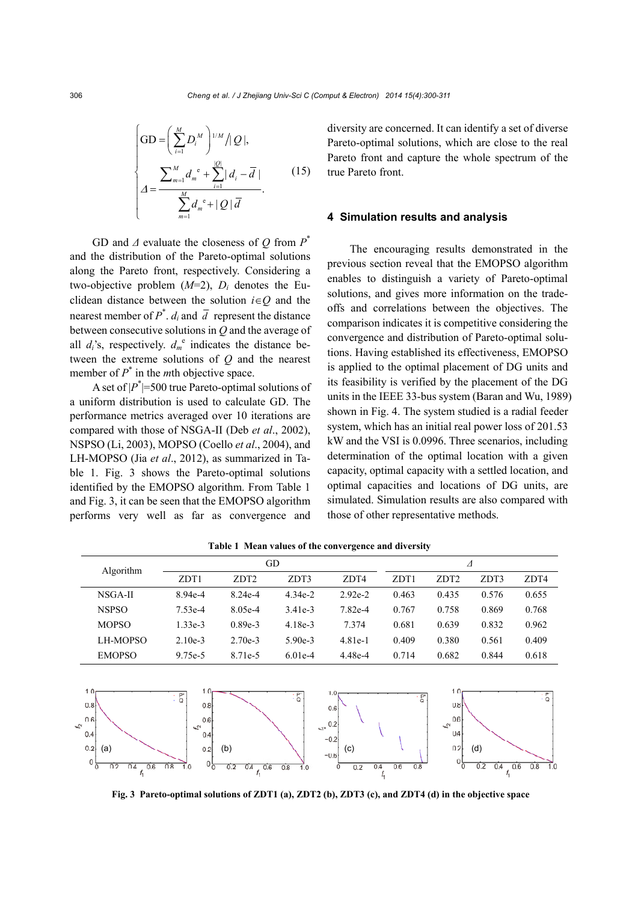$$
\begin{cases}
\mathrm{GD} = \left( \sum_{i=1}^{M} D_i^{M} \right)^{1/M} \Big/ |Q|, \\
\Delta = \dfrac{\sum_{m=1}^{M} d_m^{\mathrm{e}} + \sum_{i=1}^{|Q|} |d_i - \bar{d}|}{\sum_{m=1}^{M} d_m^{\mathrm{e}} + |Q|\bar{d}}.
\end{cases}
\tag{15}
$$

GD and $\Delta$ evaluate the closeness of $Q$ from $P^*$ and the distribution of the Pareto-optimal solutions along the Pareto front, respectively. Considering a two-objective problem ($M$=2), $D_i$ denotes the Euclidean distance between the solution $i \in Q$ and the nearest member of $P^*$. $d_i$ and $\bar{d}$ represent the distance between consecutive solutions in $Q$ and the average of all $d_i$'s, respectively. $d_m^{\mathrm{e}}$ indicates the distance between the extreme solutions of $Q$ and the nearest member of $P^*$ in the $m$th objective space.

A set of $|P^*|$=500 true Pareto-optimal solutions of a uniform distribution is used to calculate GD. The performance metrics averaged over 10 iterations are compared with those of NSGA-II (Deb *et al*., 2002), NSPSO (Li, 2003), MOPSO (Coello *et al*., 2004), and LH-MOPSO (Jia *et al*., 2012), as summarized in Table 1. Fig. 3 shows the Pareto-optimal solutions identified by the EMOPSO algorithm. From Table 1 and Fig. 3, it can be seen that the EMOPSO algorithm performs very well as far as convergence and diversity are concerned. It can identify a set of diverse Pareto-optimal solutions, which are close to the real Pareto front and capture the whole spectrum of the true Pareto front.

## 4 Simulation results and analysis

The encouraging results demonstrated in the previous section reveal that the EMOPSO algorithm enables to distinguish a variety of Pareto-optimal solutions, and gives more information on the tradeoffs and correlations between the objectives. The comparison indicates it is competitive considering the convergence and distribution of Pareto-optimal solutions. Having established its effectiveness, EMOPSO is applied to the optimal placement of DG units and its feasibility is verified by the placement of the DG units in the IEEE 33-bus system (Baran and Wu, 1989) shown in Fig. 4. The system studied is a radial feeder system, which has an initial real power loss of 201.53 kW and the VSI is 0.0996. Three scenarios, including determination of the optimal location with a given capacity, optimal capacity with a settled location, and optimal capacities and locations of DG units, are simulated. Simulation results are also compared with those of other representative methods.

**Table 1 Mean values of the convergence and diversity**

| Algorithm | GD | | | | $\Delta$ | | | |
|---|---|---|---|---|---|---|---|---|
| | ZDT1 | ZDT2 | ZDT3 | ZDT4 | ZDT1 | ZDT2 | ZDT3 | ZDT4 |
| NSGA-II | 8.94e-4 | 8.24e-4 | 4.34e-2 | 2.92e-2 | 0.463 | 0.435 | 0.576 | 0.655 |
| NSPSO | 7.53e-4 | 8.05e-4 | 3.41e-3 | 7.82e-4 | 0.767 | 0.758 | 0.869 | 0.768 |
| MOPSO | 1.33e-3 | 0.89e-3 | 4.18e-3 | 7.374 | 0.681 | 0.639 | 0.832 | 0.962 |
| LH-MOPSO | 2.10e-3 | 2.70e-3 | 5.90e-3 | 4.81e-1 | 0.409 | 0.380 | 0.561 | 0.409 |
| EMOPSO | 9.75e-5 | 8.71e-5 | 6.01e-4 | 4.48e-4 | 0.714 | 0.682 | 0.844 | 0.618 |

**Fig. 3 Pareto-optimal solutions of ZDT1 (a), ZDT2 (b), ZDT3 (c), and ZDT4 (d) in the objective space**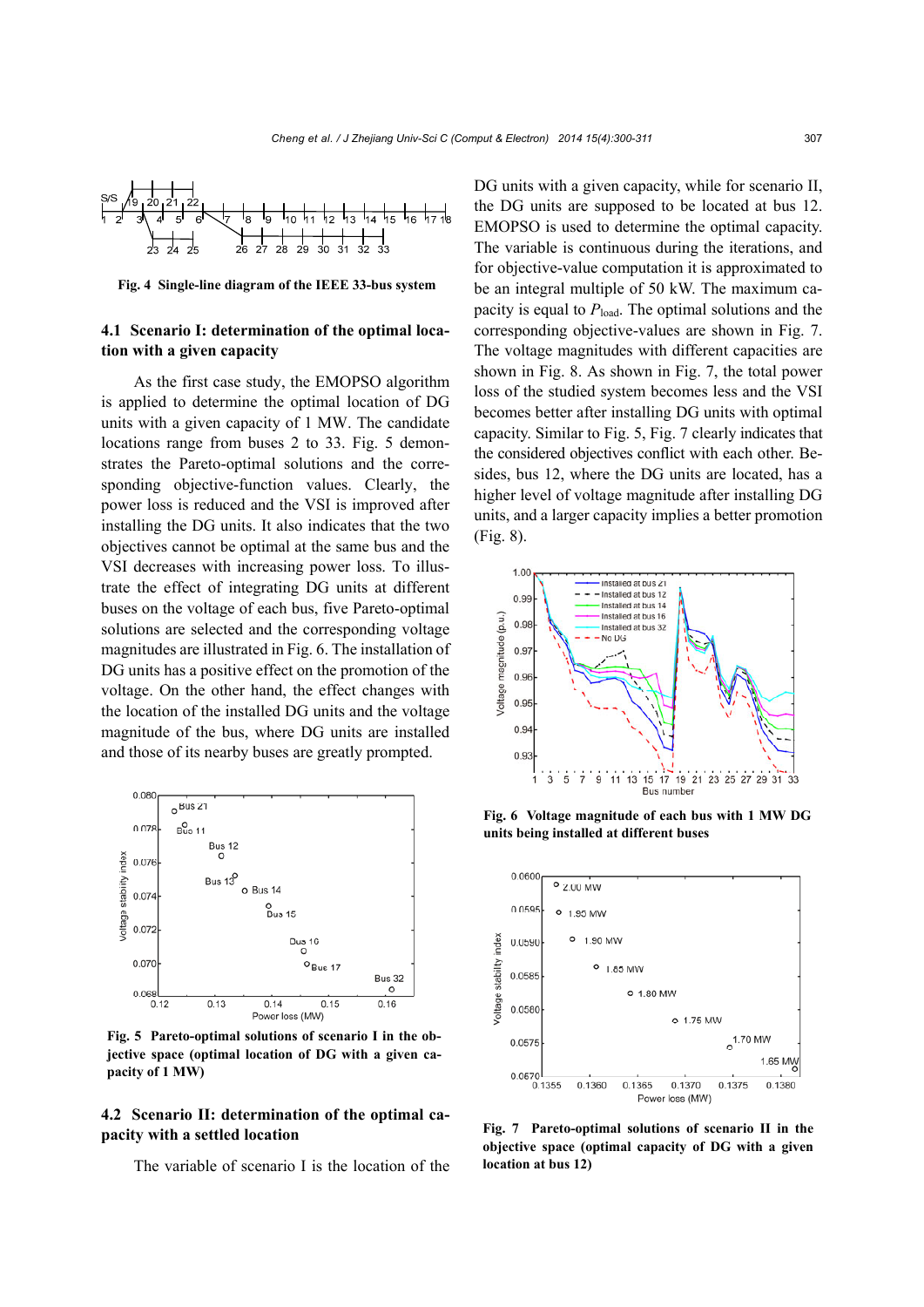Fig. 4 Single-line diagram of the IEEE 33-bus system

### 4.1 Scenario I: determination of the optimal location with a given capacity

As the first case study, the EMOPSO algorithm is applied to determine the optimal location of DG units with a given capacity of 1 MW. The candidate locations range from buses 2 to 33. Fig. 5 demonstrates the Pareto-optimal solutions and the corresponding objective-function values. Clearly, the power loss is reduced and the VSI is improved after installing the DG units. It also indicates that the two objectives cannot be optimal at the same bus and the VSI decreases with increasing power loss. To illustrate the effect of integrating DG units at different buses on the voltage of each bus, five Pareto-optimal solutions are selected and the corresponding voltage magnitudes are illustrated in Fig. 6. The installation of DG units has a positive effect on the promotion of the voltage. On the other hand, the effect changes with the location of the installed DG units and the voltage magnitude of the bus, where DG units are installed and those of its nearby buses are greatly prompted.

Fig. 5 Pareto-optimal solutions of scenario I in the objective space (optimal location of DG with a given capacity of 1 MW)

### 4.2 Scenario II: determination of the optimal capacity with a settled location

The variable of scenario I is the location of the DG units with a given capacity, while for scenario II, the DG units are supposed to be located at bus 12. EMOPSO is used to determine the optimal capacity. The variable is continuous during the iterations, and for objective-value computation it is approximated to be an integral multiple of 50 kW. The maximum capacity is equal to $P_{\text{load}}$. The optimal solutions and the corresponding objective-values are shown in Fig. 7. The voltage magnitudes with different capacities are shown in Fig. 8. As shown in Fig. 7, the total power loss of the studied system becomes less and the VSI becomes better after installing DG units with optimal capacity. Similar to Fig. 5, Fig. 7 clearly indicates that the considered objectives conflict with each other. Besides, bus 12, where the DG units are located, has a higher level of voltage magnitude after installing DG units, and a larger capacity implies a better promotion (Fig. 8).

Fig. 6 Voltage magnitude of each bus with 1 MW DG units being installed at different buses

Fig. 7 Pareto-optimal solutions of scenario II in the objective space (optimal capacity of DG with a given location at bus 12)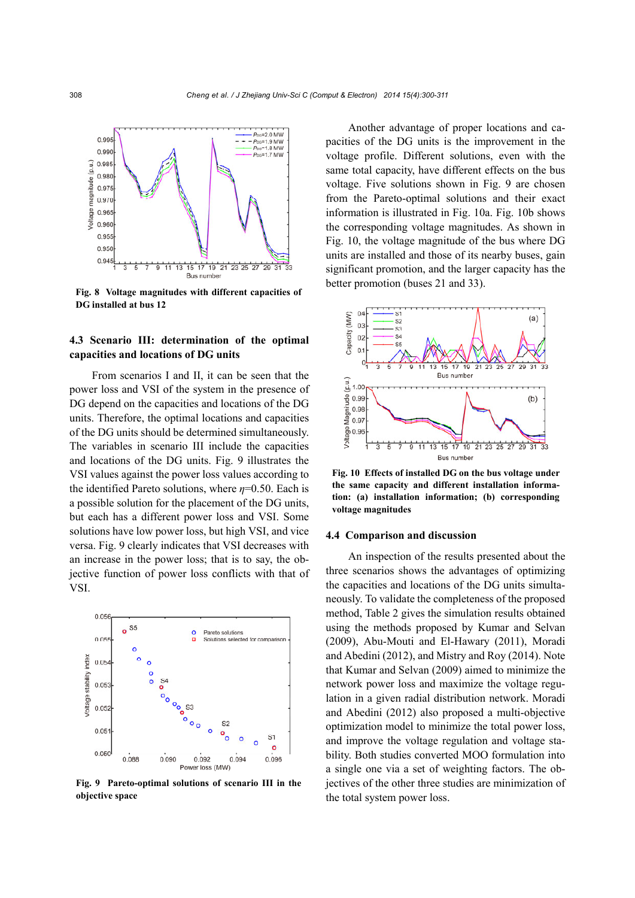Fig. 8 Voltage magnitudes with different capacities of DG installed at bus 12

### 4.3 Scenario III: determination of the optimal capacities and locations of DG units

From scenarios I and II, it can be seen that the power loss and VSI of the system in the presence of DG depend on the capacities and locations of the DG units. Therefore, the optimal locations and capacities of the DG units should be determined simultaneously. The variables in scenario III include the capacities and locations of the DG units. Fig. 9 illustrates the VSI values against the power loss values according to the identified Pareto solutions, where $\eta$=0.50. Each is a possible solution for the placement of the DG units, but each has a different power loss and VSI. Some solutions have low power loss, but high VSI, and vice versa. Fig. 9 clearly indicates that VSI decreases with an increase in the power loss; that is to say, the objective function of power loss conflicts with that of VSI.

Fig. 9 Pareto-optimal solutions of scenario III in the objective space

Another advantage of proper locations and capacities of the DG units is the improvement in the voltage profile. Different solutions, even with the same total capacity, have different effects on the bus voltage. Five solutions shown in Fig. 9 are chosen from the Pareto-optimal solutions and their exact information is illustrated in Fig. 10a. Fig. 10b shows the corresponding voltage magnitudes. As shown in Fig. 10, the voltage magnitude of the bus where DG units are installed and those of its nearby buses, gain significant promotion, and the larger capacity has the better promotion (buses 21 and 33).

Fig. 10 Effects of installed DG on the bus voltage under the same capacity and different installation information: (a) installation information; (b) corresponding voltage magnitudes

### 4.4 Comparison and discussion

An inspection of the results presented about the three scenarios shows the advantages of optimizing the capacities and locations of the DG units simultaneously. To validate the completeness of the proposed method, Table 2 gives the simulation results obtained using the methods proposed by Kumar and Selvan (2009), Abu-Mouti and El-Hawary (2011), Moradi and Abedini (2012), and Mistry and Roy (2014). Note that Kumar and Selvan (2009) aimed to minimize the network power loss and maximize the voltage regulation in a given radial distribution network. Moradi and Abedini (2012) also proposed a multi-objective optimization model to minimize the total power loss, and improve the voltage regulation and voltage stability. Both studies converted MOO formulation into a single one via a set of weighting factors. The objectives of the other three studies are minimization of the total system power loss.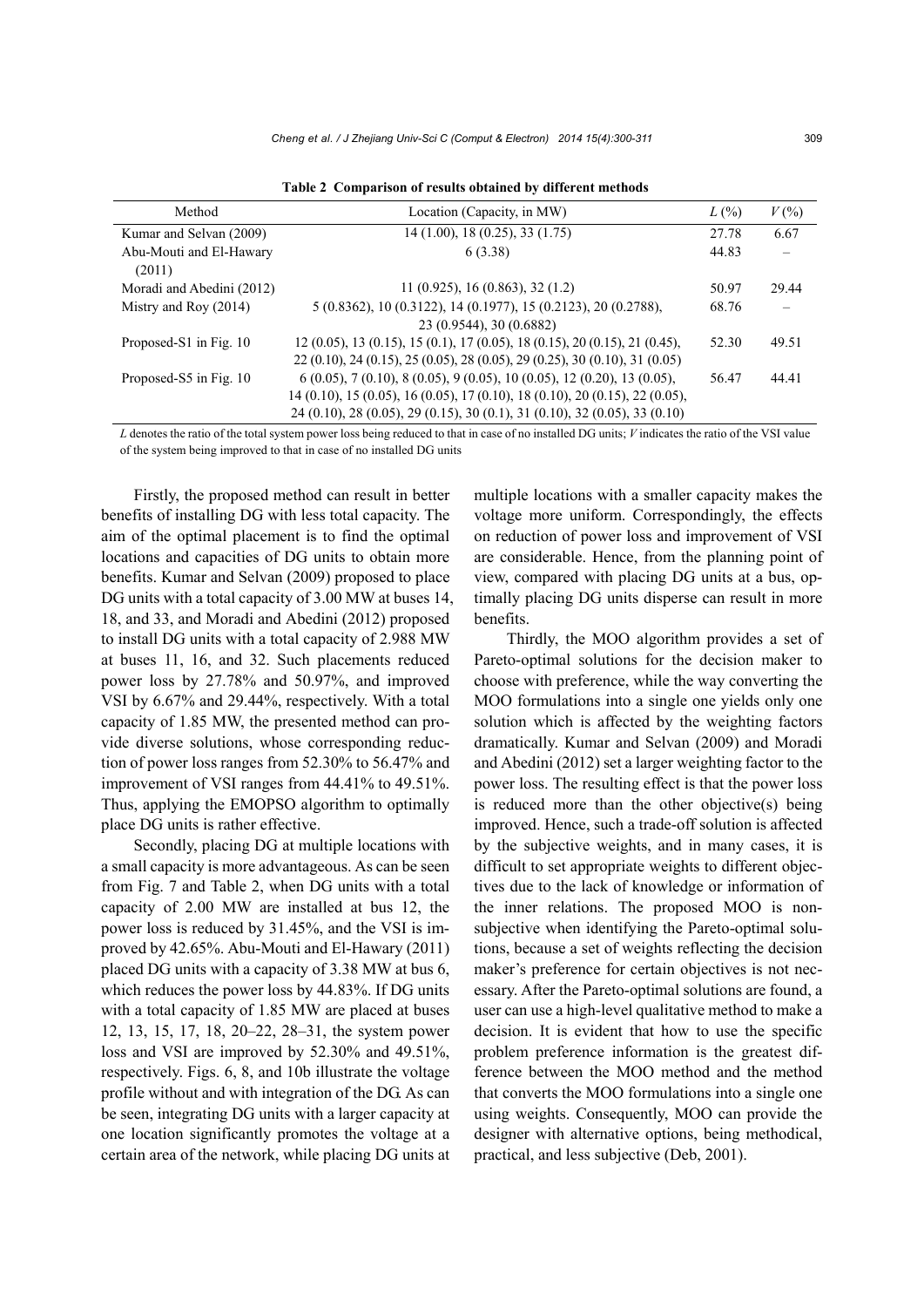**Table 2 Comparison of results obtained by different methods**

| Method | Location (Capacity, in MW) | $L$ (%) | $V$ (%) |
|---|---|---|---|
| Kumar and Selvan (2009) | 14 (1.00), 18 (0.25), 33 (1.75) | 27.78 | 6.67 |
| Abu-Mouti and El-Hawary (2011) | 6 (3.38) | 44.83 | – |
| Moradi and Abedini (2012) | 11 (0.925), 16 (0.863), 32 (1.2) | 50.97 | 29.44 |
| Mistry and Roy (2014) | 5 (0.8362), 10 (0.3122), 14 (0.1977), 15 (0.2123), 20 (0.2788), 23 (0.9544), 30 (0.6882) | 68.76 | – |
| Proposed-S1 in Fig. 10 | 12 (0.05), 13 (0.15), 15 (0.1), 17 (0.05), 18 (0.15), 20 (0.15), 21 (0.45), 22 (0.10), 24 (0.15), 25 (0.05), 28 (0.05), 29 (0.25), 30 (0.10), 31 (0.05) | 52.30 | 49.51 |
| Proposed-S5 in Fig. 10 | 6 (0.05), 7 (0.10), 8 (0.05), 9 (0.05), 10 (0.05), 12 (0.20), 13 (0.05), 14 (0.10), 15 (0.05), 16 (0.05), 17 (0.10), 18 (0.10), 20 (0.15), 22 (0.05), 24 (0.10), 28 (0.05), 29 (0.15), 30 (0.1), 31 (0.10), 32 (0.05), 33 (0.10) | 56.47 | 44.41 |

$L$ denotes the ratio of the total system power loss being reduced to that in case of no installed DG units; $V$ indicates the ratio of the VSI value of the system being improved to that in case of no installed DG units

Firstly, the proposed method can result in better benefits of installing DG with less total capacity. The aim of the optimal placement is to find the optimal locations and capacities of DG units to obtain more benefits. Kumar and Selvan (2009) proposed to place DG units with a total capacity of 3.00 MW at buses 14, 18, and 33, and Moradi and Abedini (2012) proposed to install DG units with a total capacity of 2.988 MW at buses 11, 16, and 32. Such placements reduced power loss by 27.78% and 50.97%, and improved VSI by 6.67% and 29.44%, respectively. With a total capacity of 1.85 MW, the presented method can provide diverse solutions, whose corresponding reduction of power loss ranges from 52.30% to 56.47% and improvement of VSI ranges from 44.41% to 49.51%. Thus, applying the EMOPSO algorithm to optimally place DG units is rather effective.

Secondly, placing DG at multiple locations with a small capacity is more advantageous. As can be seen from Fig. 7 and Table 2, when DG units with a total capacity of 2.00 MW are installed at bus 12, the power loss is reduced by 31.45%, and the VSI is improved by 42.65%. Abu-Mouti and El-Hawary (2011) placed DG units with a capacity of 3.38 MW at bus 6, which reduces the power loss by 44.83%. If DG units with a total capacity of 1.85 MW are placed at buses 12, 13, 15, 17, 18, 20–22, 28–31, the system power loss and VSI are improved by 52.30% and 49.51%, respectively. Figs. 6, 8, and 10b illustrate the voltage profile without and with integration of the DG. As can be seen, integrating DG units with a larger capacity at one location significantly promotes the voltage at a certain area of the network, while placing DG units at multiple locations with a smaller capacity makes the voltage more uniform. Correspondingly, the effects on reduction of power loss and improvement of VSI are considerable. Hence, from the planning point of view, compared with placing DG units at a bus, optimally placing DG units disperse can result in more benefits.

Thirdly, the MOO algorithm provides a set of Pareto-optimal solutions for the decision maker to choose with preference, while the way converting the MOO formulations into a single one yields only one solution which is affected by the weighting factors dramatically. Kumar and Selvan (2009) and Moradi and Abedini (2012) set a larger weighting factor to the power loss. The resulting effect is that the power loss is reduced more than the other objective(s) being improved. Hence, such a trade-off solution is affected by the subjective weights, and in many cases, it is difficult to set appropriate weights to different objectives due to the lack of knowledge or information of the inner relations. The proposed MOO is nonsubjective when identifying the Pareto-optimal solutions, because a set of weights reflecting the decision maker's preference for certain objectives is not necessary. After the Pareto-optimal solutions are found, a user can use a high-level qualitative method to make a decision. It is evident that how to use the specific problem preference information is the greatest difference between the MOO method and the method that converts the MOO formulations into a single one using weights. Consequently, MOO can provide the designer with alternative options, being methodical, practical, and less subjective (Deb, 2001).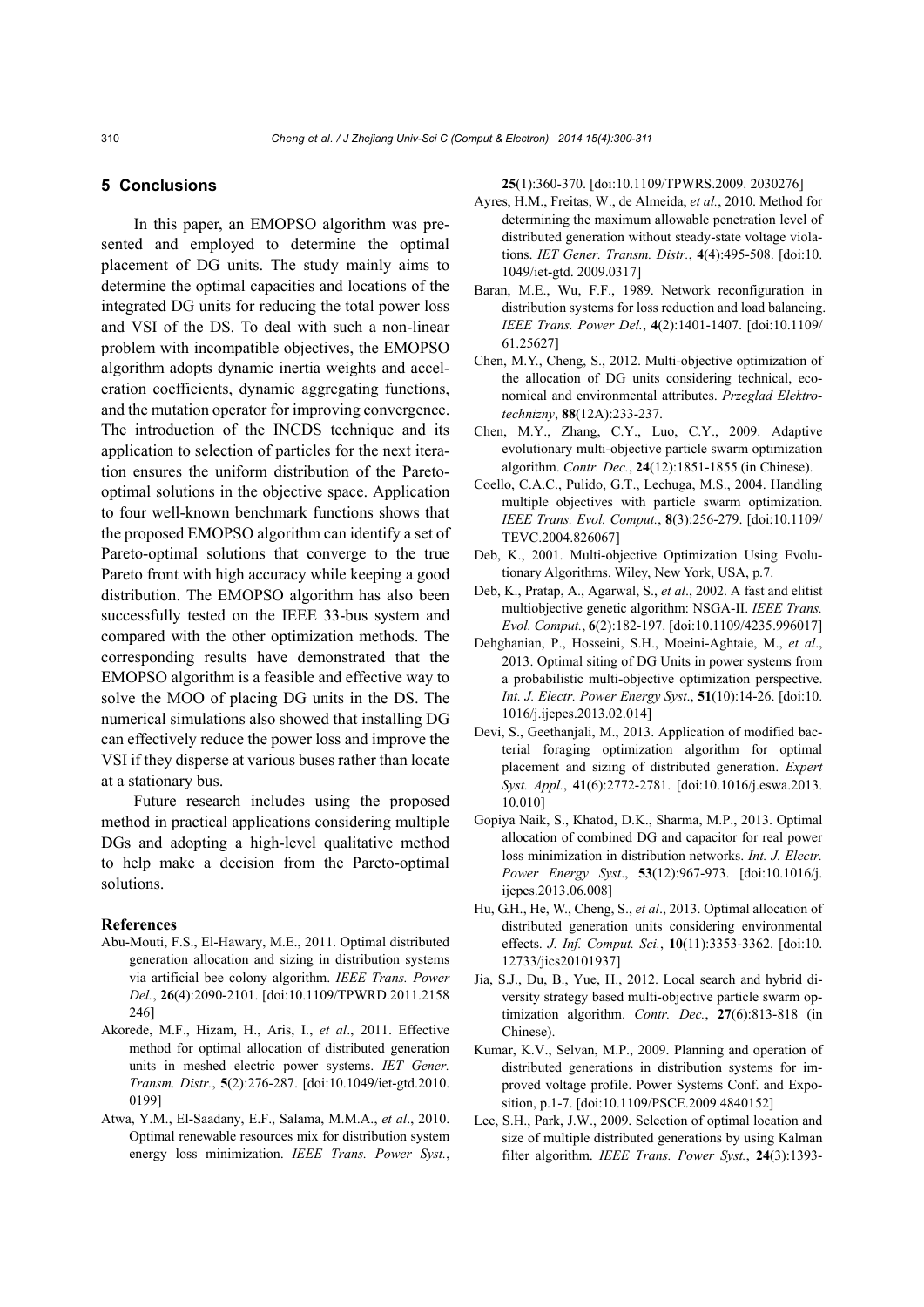## 5 Conclusions

In this paper, an EMOPSO algorithm was presented and employed to determine the optimal placement of DG units. The study mainly aims to determine the optimal capacities and locations of the integrated DG units for reducing the total power loss and VSI of the DS. To deal with such a non-linear problem with incompatible objectives, the EMOPSO algorithm adopts dynamic inertia weights and acceleration coefficients, dynamic aggregating functions, and the mutation operator for improving convergence. The introduction of the INCDS technique and its application to selection of particles for the next iteration ensures the uniform distribution of the Pareto-optimal solutions in the objective space. Application to four well-known benchmark functions shows that the proposed EMOPSO algorithm can identify a set of Pareto-optimal solutions that converge to the true Pareto front with high accuracy while keeping a good distribution. The EMOPSO algorithm has also been successfully tested on the IEEE 33-bus system and compared with the other optimization methods. The corresponding results have demonstrated that the EMOPSO algorithm is a feasible and effective way to solve the MOO of placing DG units in the DS. The numerical simulations also showed that installing DG can effectively reduce the power loss and improve the VSI if they disperse at various buses rather than locate at a stationary bus.

Future research includes using the proposed method in practical applications considering multiple DGs and adopting a high-level qualitative method to help make a decision from the Pareto-optimal solutions.

### References

Abu-Mouti, F.S., El-Hawary, M.E., 2011. Optimal distributed generation allocation and sizing in distribution systems via artificial bee colony algorithm. *IEEE Trans. Power Del.*, **26**(4):2090-2101. [doi:10.1109/TPWRD.2011.2158246]

Akorede, M.F., Hizam, H., Aris, I., *et al*., 2011. Effective method for optimal allocation of distributed generation units in meshed electric power systems. *IET Gener. Transm. Distr.*, **5**(2):276-287. [doi:10.1049/iet-gtd.2010.0199]

Atwa, Y.M., El-Saadany, E.F., Salama, M.M.A., *et al*., 2010. Optimal renewable resources mix for distribution system energy loss minimization. *IEEE Trans. Power Syst.*, **25**(1):360-370. [doi:10.1109/TPWRS.2009. 2030276]

Ayres, H.M., Freitas, W., de Almeida, *et al.*, 2010. Method for determining the maximum allowable penetration level of distributed generation without steady-state voltage violations. *IET Gener. Transm. Distr.*, **4**(4):495-508. [doi:10.1049/iet-gtd. 2009.0317]

Baran, M.E., Wu, F.F., 1989. Network reconfiguration in distribution systems for loss reduction and load balancing. *IEEE Trans. Power Del.*, **4**(2):1401-1407. [doi:10.1109/61.25627]

Chen, M.Y., Cheng, S., 2012. Multi-objective optimization of the allocation of DG units considering technical, economical and environmental attributes. *Przeglad Elektrotechnizny*, **88**(12A):233-237.

Chen, M.Y., Zhang, C.Y., Luo, C.Y., 2009. Adaptive evolutionary multi-objective particle swarm optimization algorithm. *Contr. Dec.*, **24**(12):1851-1855 (in Chinese).

Coello, C.A.C., Pulido, G.T., Lechuga, M.S., 2004. Handling multiple objectives with particle swarm optimization. *IEEE Trans. Evol. Comput.*, **8**(3):256-279. [doi:10.1109/TEVC.2004.826067]

Deb, K., 2001. Multi-objective Optimization Using Evolutionary Algorithms. Wiley, New York, USA, p.7.

Deb, K., Pratap, A., Agarwal, S., *et al*., 2002. A fast and elitist multiobjective genetic algorithm: NSGA-II. *IEEE Trans. Evol. Comput.*, **6**(2):182-197. [doi:10.1109/4235.996017]

Dehghanian, P., Hosseini, S.H., Moeini-Aghtaie, M., *et al*., 2013. Optimal siting of DG Units in power systems from a probabilistic multi-objective optimization perspective. *Int. J. Electr. Power Energy Syst*., **51**(10):14-26. [doi:10.1016/j.ijepes.2013.02.014]

Devi, S., Geethanjali, M., 2013. Application of modified bacterial foraging optimization algorithm for optimal placement and sizing of distributed generation. *Expert Syst. Appl.*, **41**(6):2772-2781. [doi:10.1016/j.eswa.2013.10.010]

Gopiya Naik, S., Khatod, D.K., Sharma, M.P., 2013. Optimal allocation of combined DG and capacitor for real power loss minimization in distribution networks. *Int. J. Electr. Power Energy Syst*., **53**(12):967-973. [doi:10.1016/j.ijepes.2013.06.008]

Hu, G.H., He, W., Cheng, S., *et al*., 2013. Optimal allocation of distributed generation units considering environmental effects. *J. Inf. Comput. Sci.*, **10**(11):3353-3362. [doi:10.12733/jics20101937]

Jia, S.J., Du, B., Yue, H., 2012. Local search and hybrid diversity strategy based multi-objective particle swarm optimization algorithm. *Contr. Dec.*, **27**(6):813-818 (in Chinese).

Kumar, K.V., Selvan, M.P., 2009. Planning and operation of distributed generations in distribution systems for improved voltage profile. Power Systems Conf. and Exposition, p.1-7. [doi:10.1109/PSCE.2009.4840152]

Lee, S.H., Park, J.W., 2009. Selection of optimal location and size of multiple distributed generations by using Kalman filter algorithm. *IEEE Trans. Power Syst.*, **24**(3):1393-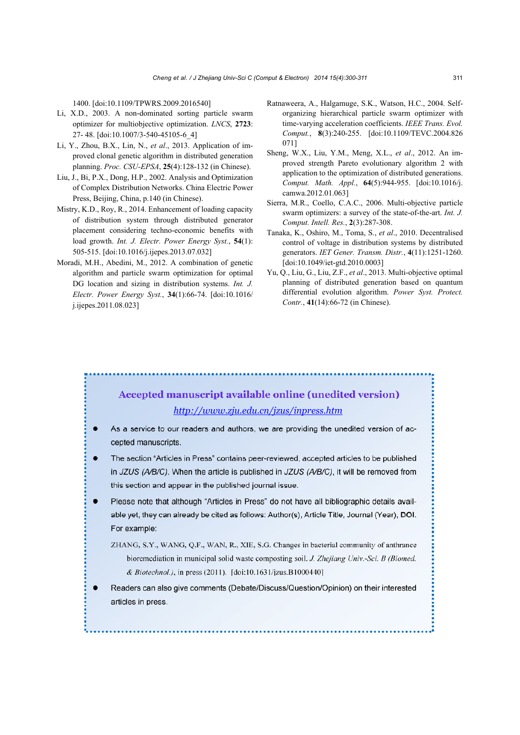1400. [doi:10.1109/TPWRS.2009.2016540]

Li, X.D., 2003. A non-dominated sorting particle swarm optimizer for multiobjective optimization. *LNCS*, **2723**: 27- 48. [doi:10.1007/3-540-45105-6_4]

Li, Y., Zhou, B.X., Lin, N., *et al*., 2013. Application of improved clonal genetic algorithm in distributed generation planning. *Proc. CSU-EPSA*, **25**(4):128-132 (in Chinese).

Liu, J., Bi, P.X., Dong, H.P., 2002. Analysis and Optimization of Complex Distribution Networks. China Electric Power Press, Beijing, China, p.140 (in Chinese).

Mistry, K.D., Roy, R., 2014. Enhancement of loading capacity of distribution system through distributed generator placement considering techno-economic benefits with load growth. *Int. J. Electr. Power Energy Syst.*, **54**(1): 505-515. [doi:10.1016/j.ijepes.2013.07.032]

Moradi, M.H., Abedini, M., 2012. A combination of genetic algorithm and particle swarm optimization for optimal DG location and sizing in distribution systems. *Int. J. Electr. Power Energy Syst.*, **34**(1):66-74. [doi:10.1016/j.ijepes.2011.08.023]

Ratnaweera, A., Halgamuge, S.K., Watson, H.C., 2004. Self-organizing hierarchical particle swarm optimizer with time-varying acceleration coefficients. *IEEE Trans. Evol. Comput.*, **8**(3):240-255. [doi:10.1109/TEVC.2004.826071]

Sheng, W.X., Liu, Y.M., Meng, X.L., *et al*., 2012. An improved strength Pareto evolutionary algorithm 2 with application to the optimization of distributed generations. *Comput. Math. Appl.*, **64**(5):944-955. [doi:10.1016/j.camwa.2012.01.063]

Sierra, M.R., Coello, C.A.C., 2006. Multi-objective particle swarm optimizers: a survey of the state-of-the-art. *Int. J. Comput. Intell. Res.*, **2**(3):287-308.

Tanaka, K., Oshiro, M., Toma, S., *et al*., 2010. Decentralised control of voltage in distribution systems by distributed generators. *IET Gener. Transm. Distr.*, **4**(11):1251-1260. [doi:10.1049/iet-gtd.2010.0003]

Yu, Q., Liu, G., Liu, Z.F., *et al*., 2013. Multi-objective optimal planning of distributed generation based on quantum differential evolution algorithm. *Power Syst. Protect. Contr.*, **41**(14):66-72 (in Chinese).

## Accepted manuscript available online (unedited version)

http://www.zju.edu.cn/jzus/inpress.htm

- As a service to our readers and authors, we are providing the unedited version of accepted manuscripts.
- The section "Articles in Press" contains peer-reviewed, accepted articles to be published in *JZUS (A/B/C)*. When the article is published in *JZUS (A/B/C)*, it will be removed from this section and appear in the published journal issue.
- Please note that although "Articles in Press" do not have all bibliographic details available yet, they can already be cited as follows: Author(s), Article Title, Journal (Year), **DOI**. For example:

  ZHANG, S.Y., WANG, Q.F., WAN, R., XIE, S.G. Changes in bacterial community of anthrance bioremediation in municipal solid waste composting soil. *J. Zhejiang Univ.-Sci. B (Biomed. & Biotechnol.)*, in press (2011). [doi:10.1631/jzus.B1000440]

- Readers can also give comments (Debate/Discuss/Question/Opinion) on their interested articles in press.